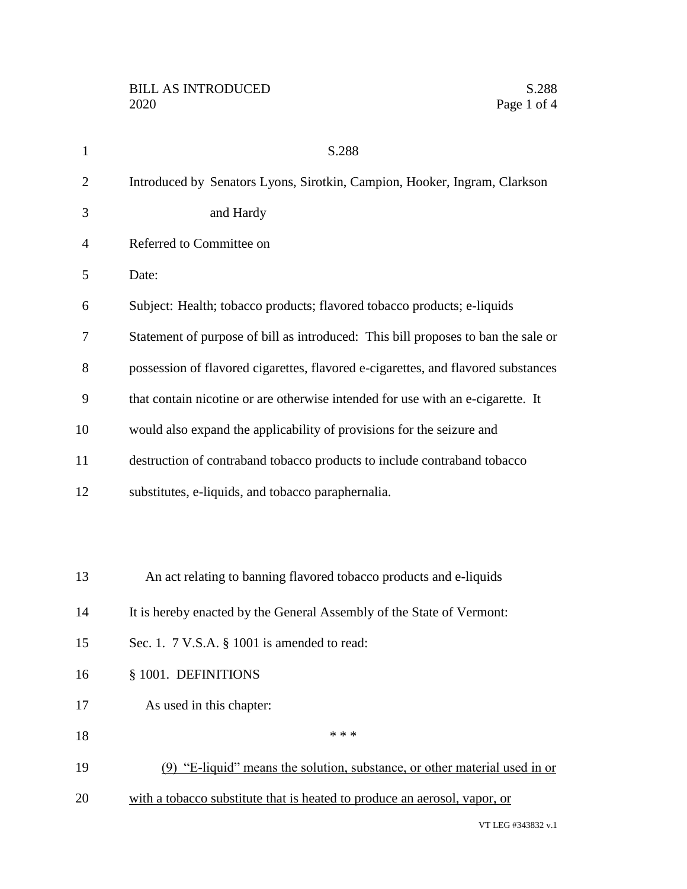S.288

Introduced by Senators Lyons, Sirotkin, Campion, Hooker, Ingram, Clarkson and Hardy

Referred to Committee on

Date:

Subject: Health; tobacco products; flavored tobacco products; e-liquids

Statement of purpose of bill as introduced: This bill proposes to ban the sale or possession of flavored cigarettes, flavored e-cigarettes, and flavored substances that contain nicotine or are otherwise intended for use with an e-cigarette. It would also expand the applicability of provisions for the seizure and destruction of contraband tobacco products to include contraband tobacco substitutes, e-liquids, and tobacco paraphernalia.

An act relating to banning flavored tobacco products and e-liquids

It is hereby enacted by the General Assembly of the State of Vermont:

Sec. 1. 7 V.S.A. § 1001 is amended to read:

§ 1001. DEFINITIONS

As used in this chapter:

\* \* \*

<u>(9) "E-liquid" means the solution, substance, or other material used in or with a tobacco substitute that is heated to produce an aerosol, vapor, or</u>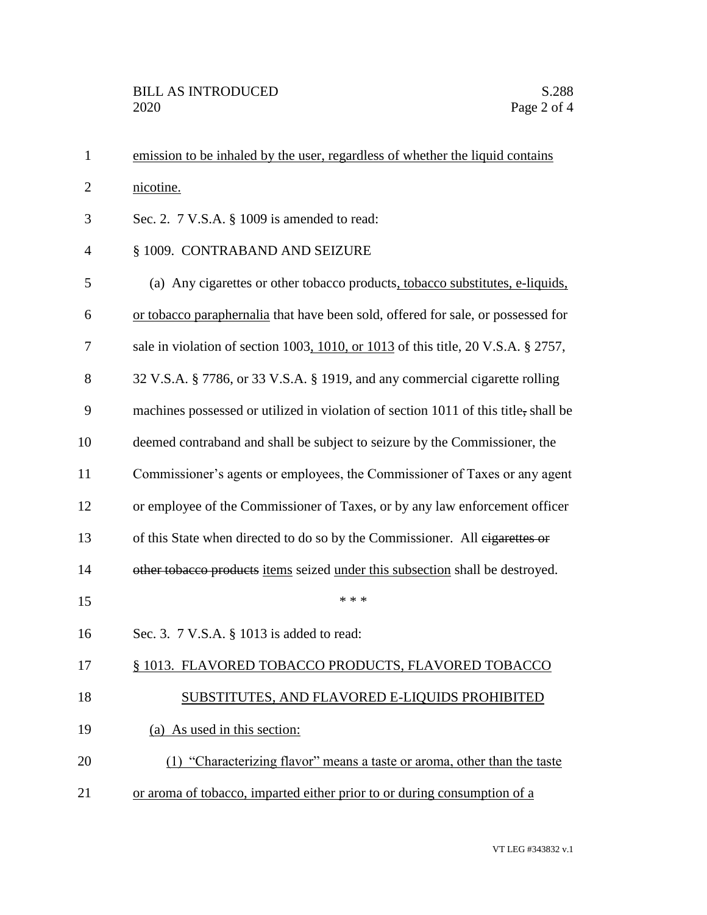emission to be inhaled by the user, regardless of whether the liquid contains nicotine.

Sec. 2. 7 V.S.A. § 1009 is amended to read:

§ 1009. CONTRABAND AND SEIZURE

(a) Any cigarettes or other tobacco products, tobacco substitutes, e-liquids, or tobacco paraphernalia that have been sold, offered for sale, or possessed for sale in violation of section 1003, 1010, or 1013 of this title, 20 V.S.A. § 2757, 32 V.S.A. § 7786, or 33 V.S.A. § 1919, and any commercial cigarette rolling machines possessed or utilized in violation of section 1011 of this title, shall be deemed contraband and shall be subject to seizure by the Commissioner, the Commissioner's agents or employees, the Commissioner of Taxes or any agent or employee of the Commissioner of Taxes, or by any law enforcement officer of this State when directed to do so by the Commissioner. All ~~cigarettes or other tobacco products~~ items seized under this subsection shall be destroyed.

\* \* \*

Sec. 3. 7 V.S.A. § 1013 is added to read:

§ 1013. FLAVORED TOBACCO PRODUCTS, FLAVORED TOBACCO SUBSTITUTES, AND FLAVORED E-LIQUIDS PROHIBITED

(a) As used in this section:

(1) "Characterizing flavor" means a taste or aroma, other than the taste or aroma of tobacco, imparted either prior to or during consumption of a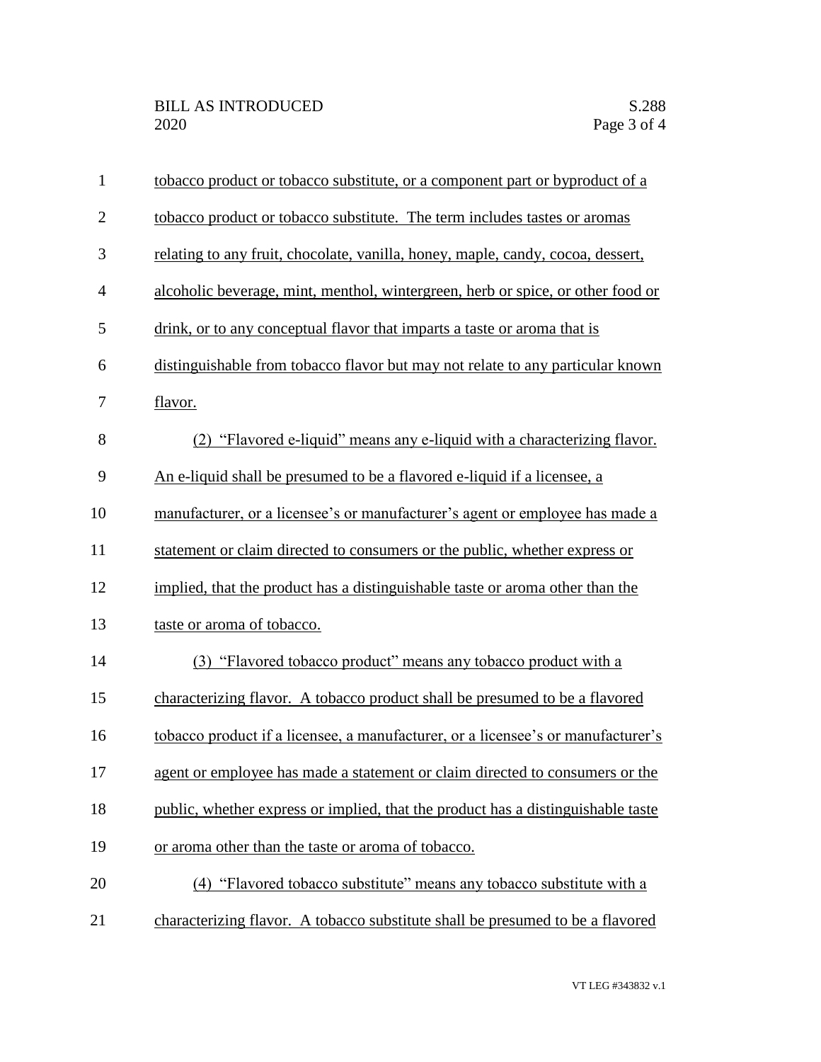tobacco product or tobacco substitute, or a component part or byproduct of a tobacco product or tobacco substitute. The term includes tastes or aromas relating to any fruit, chocolate, vanilla, honey, maple, candy, cocoa, dessert, alcoholic beverage, mint, menthol, wintergreen, herb or spice, or other food or drink, or to any conceptual flavor that imparts a taste or aroma that is distinguishable from tobacco flavor but may not relate to any particular known flavor.

(2) "Flavored e-liquid" means any e-liquid with a characterizing flavor. An e-liquid shall be presumed to be a flavored e-liquid if a licensee, a manufacturer, or a licensee's or manufacturer's agent or employee has made a statement or claim directed to consumers or the public, whether express or implied, that the product has a distinguishable taste or aroma other than the taste or aroma of tobacco.

(3) "Flavored tobacco product" means any tobacco product with a characterizing flavor. A tobacco product shall be presumed to be a flavored tobacco product if a licensee, a manufacturer, or a licensee's or manufacturer's agent or employee has made a statement or claim directed to consumers or the public, whether express or implied, that the product has a distinguishable taste or aroma other than the taste or aroma of tobacco.

(4) "Flavored tobacco substitute" means any tobacco substitute with a characterizing flavor. A tobacco substitute shall be presumed to be a flavored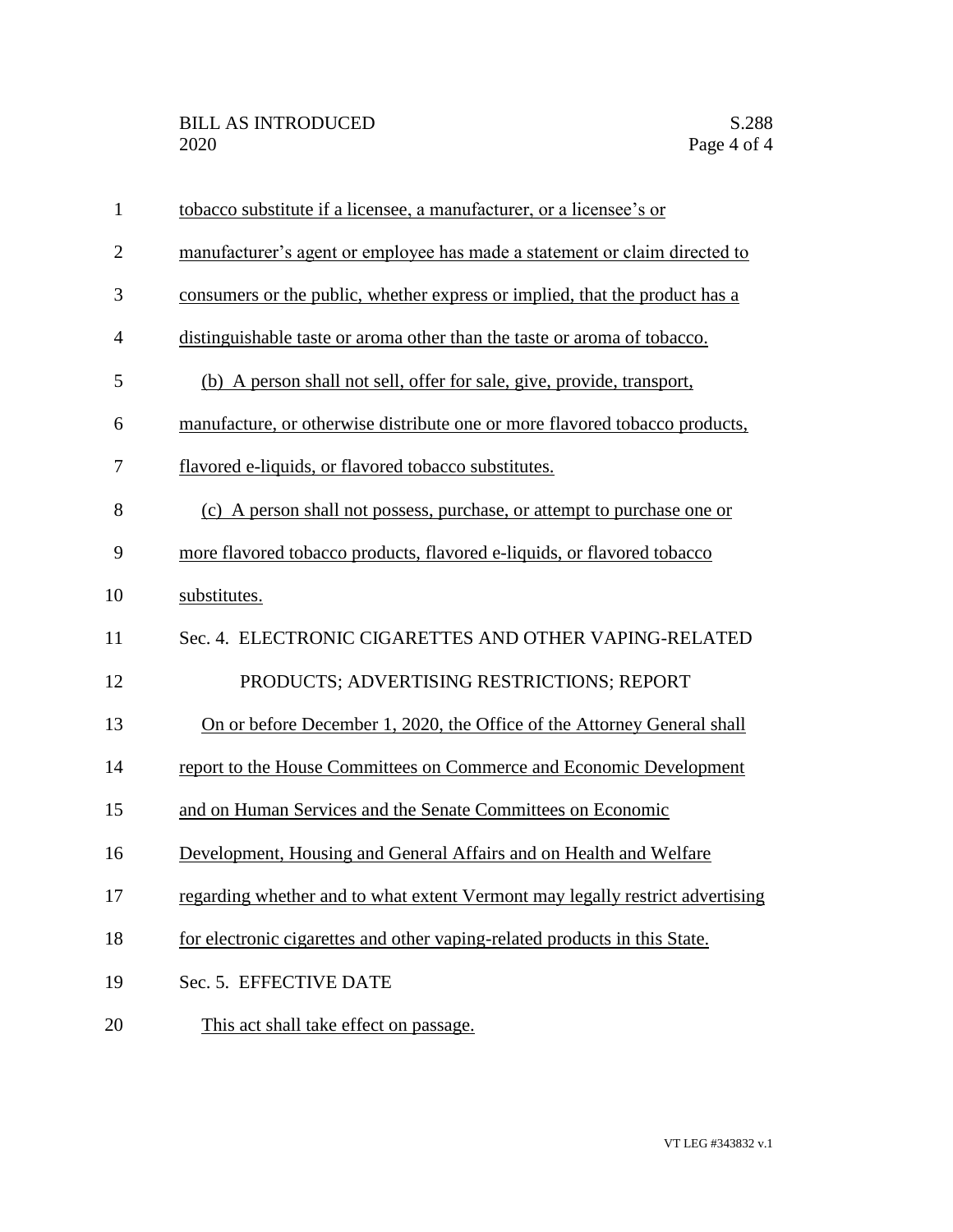tobacco substitute if a licensee, a manufacturer, or a licensee's or manufacturer's agent or employee has made a statement or claim directed to consumers or the public, whether express or implied, that the product has a distinguishable taste or aroma other than the taste or aroma of tobacco.

(b) A person shall not sell, offer for sale, give, provide, transport, manufacture, or otherwise distribute one or more flavored tobacco products, flavored e-liquids, or flavored tobacco substitutes.

(c) A person shall not possess, purchase, or attempt to purchase one or more flavored tobacco products, flavored e-liquids, or flavored tobacco substitutes.

Sec. 4. ELECTRONIC CIGARETTES AND OTHER VAPING-RELATED PRODUCTS; ADVERTISING RESTRICTIONS; REPORT

On or before December 1, 2020, the Office of the Attorney General shall report to the House Committees on Commerce and Economic Development and on Human Services and the Senate Committees on Economic Development, Housing and General Affairs and on Health and Welfare regarding whether and to what extent Vermont may legally restrict advertising for electronic cigarettes and other vaping-related products in this State.

Sec. 5. EFFECTIVE DATE

This act shall take effect on passage.